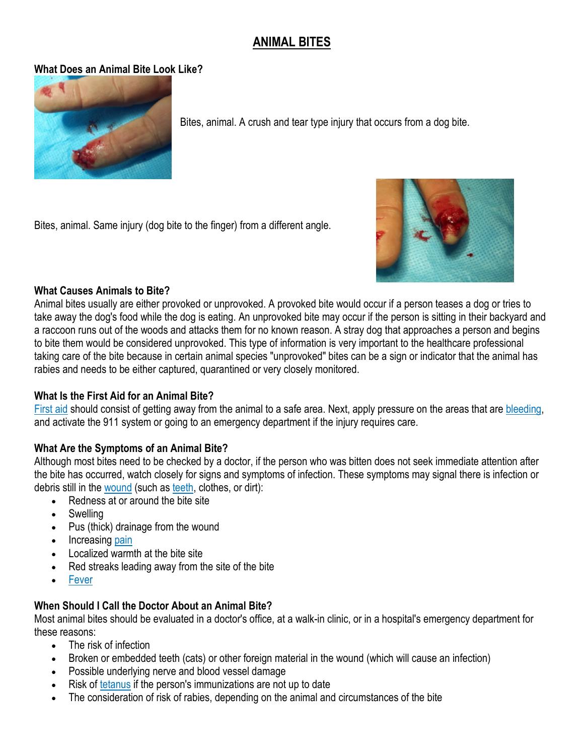# ANIMAL BITES

### What Does an Animal Bite Look Like?

Bites, animal. A crush and tear type injury that occurs from a dog bite.

Bites, animal. Same injury (dog bite to the finger) from a different angle.

### What Causes Animals to Bite?

Animal bites usually are either provoked or unprovoked. A provoked bite would occur if a person teases a dog or tries to take away the dog's food while the dog is eating. An unprovoked bite may occur if the person is sitting in their backyard and a raccoon runs out of the woods and attacks them for no known reason. A stray dog that approaches a person and begins to bite them would be considered unprovoked. This type of information is very important to the healthcare professional taking care of the bite because in certain animal species "unprovoked" bites can be a sign or indicator that the animal has rabies and needs to be either captured, quarantined or very closely monitored.

### What Is the First Aid for an Animal Bite?

First aid should consist of getting away from the animal to a safe area. Next, apply pressure on the areas that are bleeding, and activate the 911 system or going to an emergency department if the injury requires care.

### What Are the Symptoms of an Animal Bite?

Although most bites need to be checked by a doctor, if the person who was bitten does not seek immediate attention after the bite has occurred, watch closely for signs and symptoms of infection. These symptoms may signal there is infection or debris still in the wound (such as teeth, clothes, or dirt):

- Redness at or around the bite site
- Swelling
- Pus (thick) drainage from the wound
- Increasing pain
- Localized warmth at the bite site
- Red streaks leading away from the site of the bite
- Fever

### When Should I Call the Doctor About an Animal Bite?

Most animal bites should be evaluated in a doctor's office, at a walk-in clinic, or in a hospital's emergency department for these reasons:

- The risk of infection
- Broken or embedded teeth (cats) or other foreign material in the wound (which will cause an infection)
- Possible underlying nerve and blood vessel damage
- Risk of tetanus if the person's immunizations are not up to date
- The consideration of risk of rabies, depending on the animal and circumstances of the bite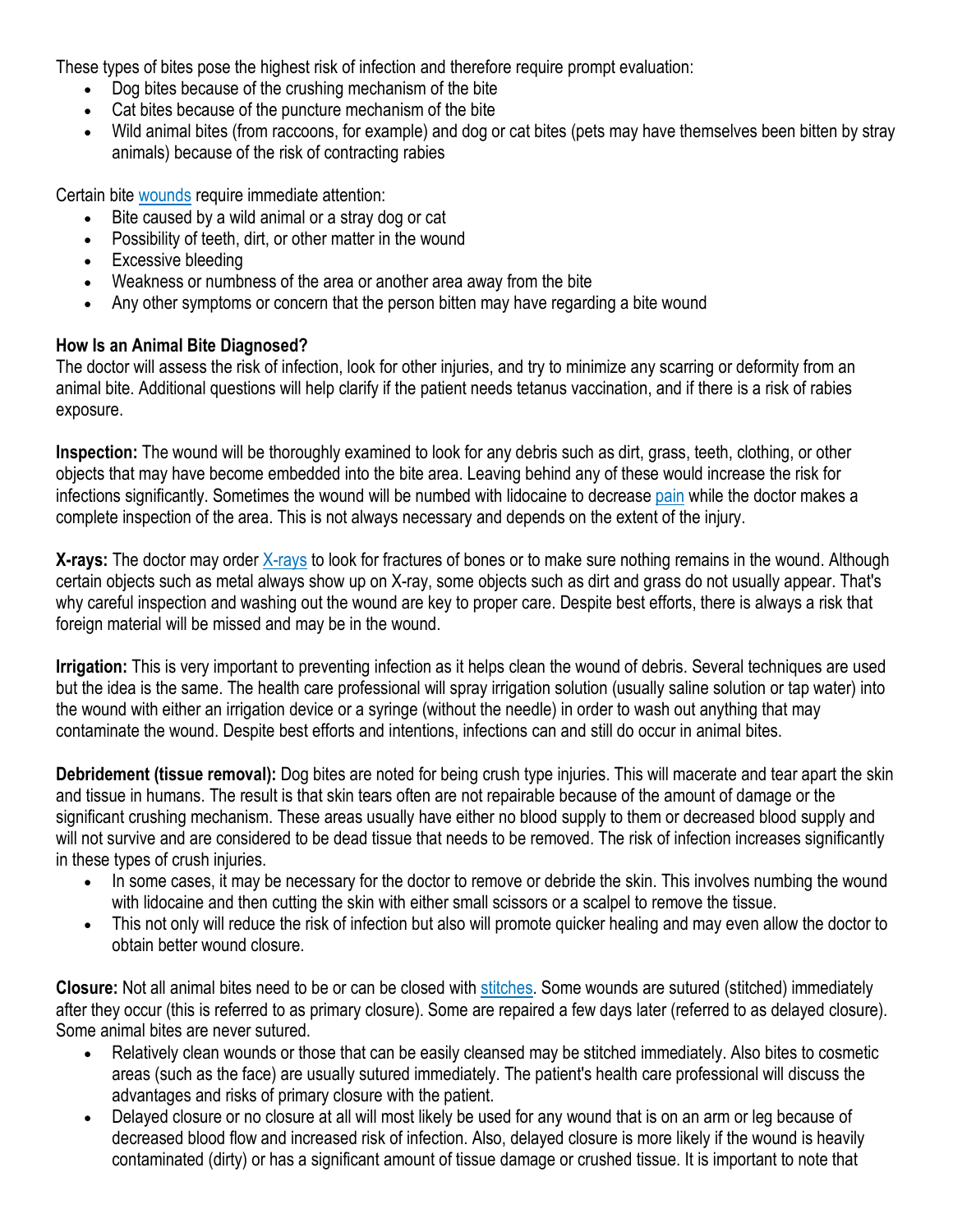These types of bites pose the highest risk of infection and therefore require prompt evaluation:

- Dog bites because of the crushing mechanism of the bite
- Cat bites because of the puncture mechanism of the bite
- Wild animal bites (from raccoons, for example) and dog or cat bites (pets may have themselves been bitten by stray animals) because of the risk of contracting rabies

Certain bite wounds require immediate attention:

- Bite caused by a wild animal or a stray dog or cat
- Possibility of teeth, dirt, or other matter in the wound
- Excessive bleeding
- Weakness or numbness of the area or another area away from the bite
- Any other symptoms or concern that the person bitten may have regarding a bite wound

**How Is an Animal Bite Diagnosed?**

The doctor will assess the risk of infection, look for other injuries, and try to minimize any scarring or deformity from an animal bite. Additional questions will help clarify if the patient needs tetanus vaccination, and if there is a risk of rabies exposure.

**Inspection:** The wound will be thoroughly examined to look for any debris such as dirt, grass, teeth, clothing, or other objects that may have become embedded into the bite area. Leaving behind any of these would increase the risk for infections significantly. Sometimes the wound will be numbed with lidocaine to decrease pain while the doctor makes a complete inspection of the area. This is not always necessary and depends on the extent of the injury.

**X-rays:** The doctor may order X-rays to look for fractures of bones or to make sure nothing remains in the wound. Although certain objects such as metal always show up on X-ray, some objects such as dirt and grass do not usually appear. That's why careful inspection and washing out the wound are key to proper care. Despite best efforts, there is always a risk that foreign material will be missed and may be in the wound.

**Irrigation:** This is very important to preventing infection as it helps clean the wound of debris. Several techniques are used but the idea is the same. The health care professional will spray irrigation solution (usually saline solution or tap water) into the wound with either an irrigation device or a syringe (without the needle) in order to wash out anything that may contaminate the wound. Despite best efforts and intentions, infections can and still do occur in animal bites.

**Debridement (tissue removal):** Dog bites are noted for being crush type injuries. This will macerate and tear apart the skin and tissue in humans. The result is that skin tears often are not repairable because of the amount of damage or the significant crushing mechanism. These areas usually have either no blood supply to them or decreased blood supply and will not survive and are considered to be dead tissue that needs to be removed. The risk of infection increases significantly in these types of crush injuries.

- In some cases, it may be necessary for the doctor to remove or debride the skin. This involves numbing the wound with lidocaine and then cutting the skin with either small scissors or a scalpel to remove the tissue.
- This not only will reduce the risk of infection but also will promote quicker healing and may even allow the doctor to obtain better wound closure.

**Closure:** Not all animal bites need to be or can be closed with stitches. Some wounds are sutured (stitched) immediately after they occur (this is referred to as primary closure). Some are repaired a few days later (referred to as delayed closure). Some animal bites are never sutured.

- Relatively clean wounds or those that can be easily cleansed may be stitched immediately. Also bites to cosmetic areas (such as the face) are usually sutured immediately. The patient's health care professional will discuss the advantages and risks of primary closure with the patient.
- Delayed closure or no closure at all will most likely be used for any wound that is on an arm or leg because of decreased blood flow and increased risk of infection. Also, delayed closure is more likely if the wound is heavily contaminated (dirty) or has a significant amount of tissue damage or crushed tissue. It is important to note that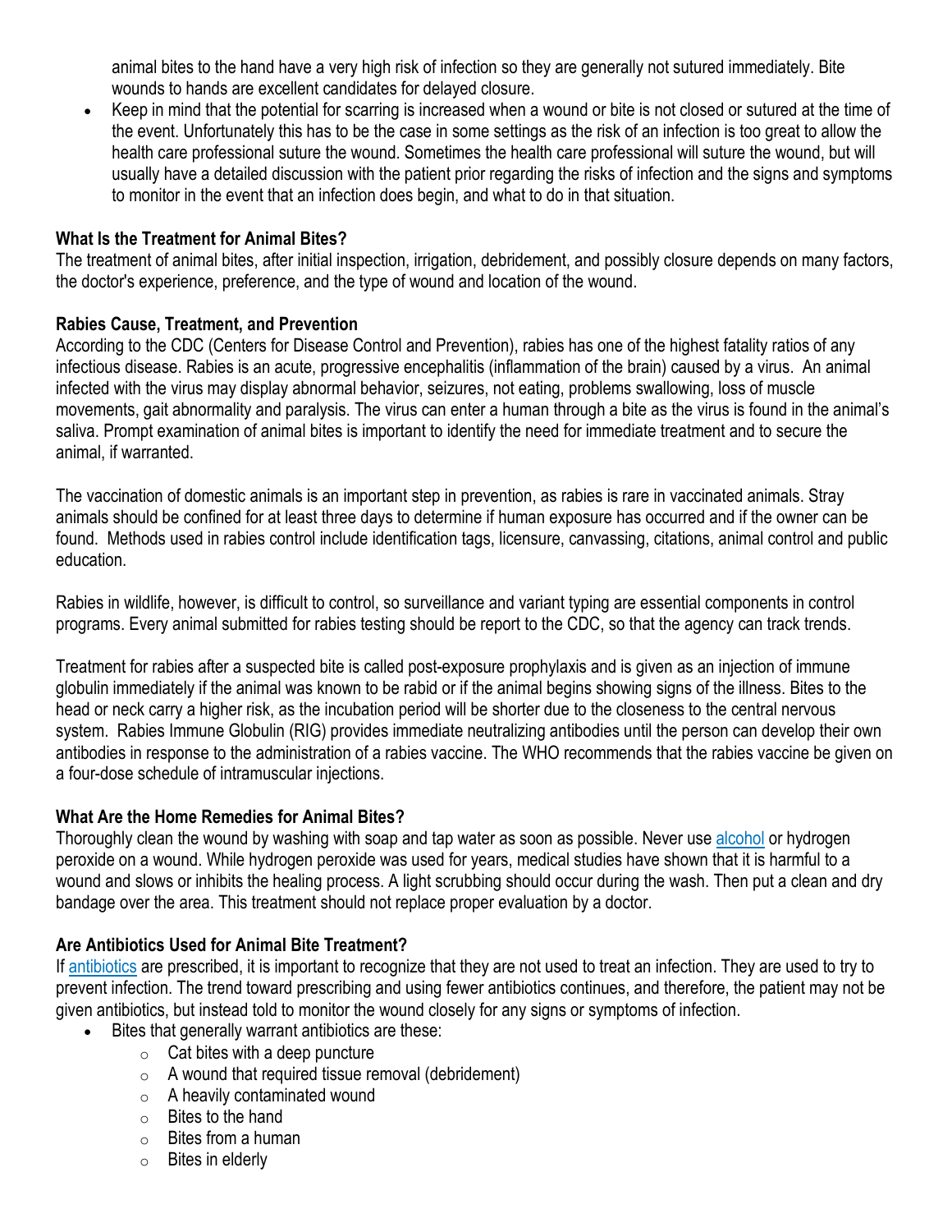animal bites to the hand have a very high risk of infection so they are generally not sutured immediately. Bite wounds to hands are excellent candidates for delayed closure.

- Keep in mind that the potential for scarring is increased when a wound or bite is not closed or sutured at the time of the event. Unfortunately this has to be the case in some settings as the risk of an infection is too great to allow the health care professional suture the wound. Sometimes the health care professional will suture the wound, but will usually have a detailed discussion with the patient prior regarding the risks of infection and the signs and symptoms to monitor in the event that an infection does begin, and what to do in that situation.

**What Is the Treatment for Animal Bites?**

The treatment of animal bites, after initial inspection, irrigation, debridement, and possibly closure depends on many factors, the doctor's experience, preference, and the type of wound and location of the wound.

**Rabies Cause, Treatment, and Prevention**

According to the CDC (Centers for Disease Control and Prevention), rabies has one of the highest fatality ratios of any infectious disease. Rabies is an acute, progressive encephalitis (inflammation of the brain) caused by a virus. An animal infected with the virus may display abnormal behavior, seizures, not eating, problems swallowing, loss of muscle movements, gait abnormality and paralysis. The virus can enter a human through a bite as the virus is found in the animal's saliva. Prompt examination of animal bites is important to identify the need for immediate treatment and to secure the animal, if warranted.

The vaccination of domestic animals is an important step in prevention, as rabies is rare in vaccinated animals. Stray animals should be confined for at least three days to determine if human exposure has occurred and if the owner can be found. Methods used in rabies control include identification tags, licensure, canvassing, citations, animal control and public education.

Rabies in wildlife, however, is difficult to control, so surveillance and variant typing are essential components in control programs. Every animal submitted for rabies testing should be report to the CDC, so that the agency can track trends.

Treatment for rabies after a suspected bite is called post-exposure prophylaxis and is given as an injection of immune globulin immediately if the animal was known to be rabid or if the animal begins showing signs of the illness. Bites to the head or neck carry a higher risk, as the incubation period will be shorter due to the closeness to the central nervous system. Rabies Immune Globulin (RIG) provides immediate neutralizing antibodies until the person can develop their own antibodies in response to the administration of a rabies vaccine. The WHO recommends that the rabies vaccine be given on a four-dose schedule of intramuscular injections.

**What Are the Home Remedies for Animal Bites?**

Thoroughly clean the wound by washing with soap and tap water as soon as possible. Never use alcohol or hydrogen peroxide on a wound. While hydrogen peroxide was used for years, medical studies have shown that it is harmful to a wound and slows or inhibits the healing process. A light scrubbing should occur during the wash. Then put a clean and dry bandage over the area. This treatment should not replace proper evaluation by a doctor.

**Are Antibiotics Used for Animal Bite Treatment?**

If antibiotics are prescribed, it is important to recognize that they are not used to treat an infection. They are used to try to prevent infection. The trend toward prescribing and using fewer antibiotics continues, and therefore, the patient may not be given antibiotics, but instead told to monitor the wound closely for any signs or symptoms of infection.

- Bites that generally warrant antibiotics are these:
  - Cat bites with a deep puncture
  - A wound that required tissue removal (debridement)
  - A heavily contaminated wound
  - Bites to the hand
  - Bites from a human
  - Bites in elderly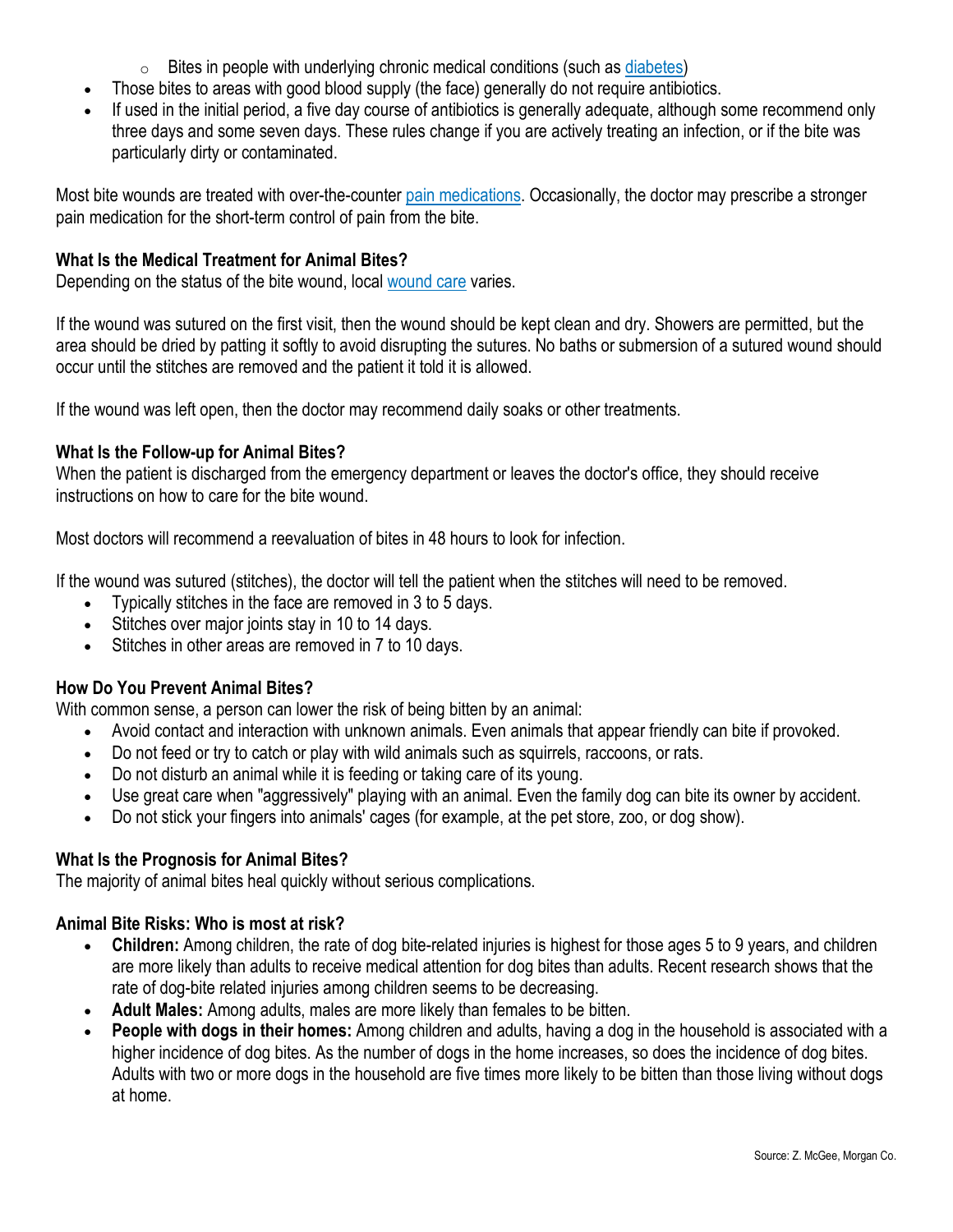- Bites in people with underlying chronic medical conditions (such as diabetes)
- Those bites to areas with good blood supply (the face) generally do not require antibiotics.
- If used in the initial period, a five day course of antibiotics is generally adequate, although some recommend only three days and some seven days. These rules change if you are actively treating an infection, or if the bite was particularly dirty or contaminated.

Most bite wounds are treated with over-the-counter pain medications. Occasionally, the doctor may prescribe a stronger pain medication for the short-term control of pain from the bite.

**What Is the Medical Treatment for Animal Bites?**

Depending on the status of the bite wound, local wound care varies.

If the wound was sutured on the first visit, then the wound should be kept clean and dry. Showers are permitted, but the area should be dried by patting it softly to avoid disrupting the sutures. No baths or submersion of a sutured wound should occur until the stitches are removed and the patient it told it is allowed.

If the wound was left open, then the doctor may recommend daily soaks or other treatments.

**What Is the Follow-up for Animal Bites?**

When the patient is discharged from the emergency department or leaves the doctor's office, they should receive instructions on how to care for the bite wound.

Most doctors will recommend a reevaluation of bites in 48 hours to look for infection.

If the wound was sutured (stitches), the doctor will tell the patient when the stitches will need to be removed.

- Typically stitches in the face are removed in 3 to 5 days.
- Stitches over major joints stay in 10 to 14 days.
- Stitches in other areas are removed in 7 to 10 days.

**How Do You Prevent Animal Bites?**

With common sense, a person can lower the risk of being bitten by an animal:

- Avoid contact and interaction with unknown animals. Even animals that appear friendly can bite if provoked.
- Do not feed or try to catch or play with wild animals such as squirrels, raccoons, or rats.
- Do not disturb an animal while it is feeding or taking care of its young.
- Use great care when "aggressively" playing with an animal. Even the family dog can bite its owner by accident.
- Do not stick your fingers into animals' cages (for example, at the pet store, zoo, or dog show).

**What Is the Prognosis for Animal Bites?**

The majority of animal bites heal quickly without serious complications.

**Animal Bite Risks: Who is most at risk?**

- **Children:** Among children, the rate of dog bite-related injuries is highest for those ages 5 to 9 years, and children are more likely than adults to receive medical attention for dog bites than adults. Recent research shows that the rate of dog-bite related injuries among children seems to be decreasing.
- **Adult Males:** Among adults, males are more likely than females to be bitten.
- **People with dogs in their homes:** Among children and adults, having a dog in the household is associated with a higher incidence of dog bites. As the number of dogs in the home increases, so does the incidence of dog bites. Adults with two or more dogs in the household are five times more likely to be bitten than those living without dogs at home.

Source: Z. McGee, Morgan Co.